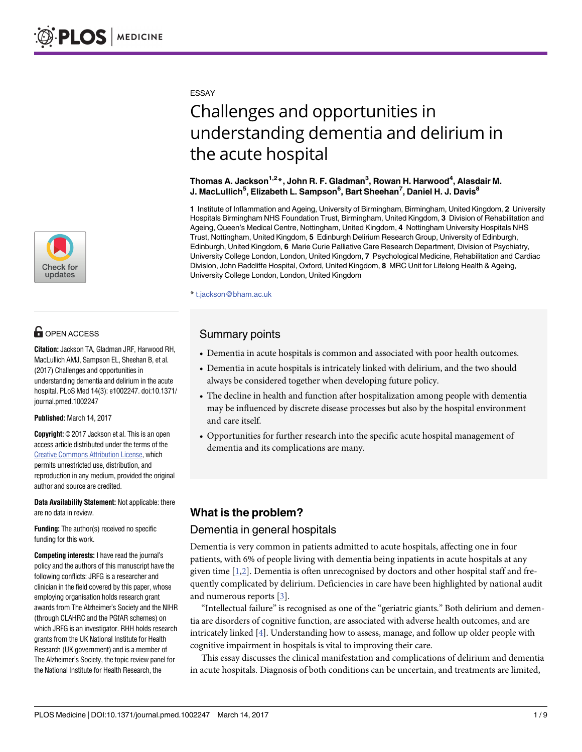ESSAY

# Challenges and opportunities in understanding dementia and delirium in the acute hospital

**Thomas A. Jackson[1,2]*, John R. F. Gladman[3], Rowan H. Harwood[4], Alasdair M. J. MacLullich[5], Elizabeth L. Sampson[6], Bart Sheehan[7], Daniel H. J. Davis[8]**

**1** Institute of Inflammation and Ageing, University of Birmingham, Birmingham, United Kingdom, **2** University Hospitals Birmingham NHS Foundation Trust, Birmingham, United Kingdom, **3** Division of Rehabilitation and Ageing, Queen's Medical Centre, Nottingham, United Kingdom, **4** Nottingham University Hospitals NHS Trust, Nottingham, United Kingdom, **5** Edinburgh Delirium Research Group, University of Edinburgh, Edinburgh, United Kingdom, **6** Marie Curie Palliative Care Research Department, Division of Psychiatry, University College London, London, United Kingdom, **7** Psychological Medicine, Rehabilitation and Cardiac Division, John Radcliffe Hospital, Oxford, United Kingdom, **8** MRC Unit for Lifelong Health & Ageing, University College London, London, United Kingdom

* t.jackson@bham.ac.uk

OPEN ACCESS

**Citation:** Jackson TA, Gladman JRF, Harwood RH, MacLullich AMJ, Sampson EL, Sheehan B, et al. (2017) Challenges and opportunities in understanding dementia and delirium in the acute hospital. PLoS Med 14(3): e1002247. doi:10.1371/journal.pmed.1002247

**Published:** March 14, 2017

**Copyright:** © 2017 Jackson et al. This is an open access article distributed under the terms of the Creative Commons Attribution License, which permits unrestricted use, distribution, and reproduction in any medium, provided the original author and source are credited.

**Data Availability Statement:** Not applicable: there are no data in review.

**Funding:** The author(s) received no specific funding for this work.

**Competing interests:** I have read the journal's policy and the authors of this manuscript have the following conflicts: JRFG is a researcher and clinician in the field covered by this paper, whose employing organisation holds research grant awards from The Alzheimer's Society and the NIHR (through CLAHRC and the PGfAR schemes) on which JRFG is an investigator. RHH holds research grants from the UK National Institute for Health Research (UK government) and is a member of The Alzheimer's Society, the topic review panel for the National Institute for Health Research, the

## Summary points

- Dementia in acute hospitals is common and associated with poor health outcomes.
- Dementia in acute hospitals is intricately linked with delirium, and the two should always be considered together when developing future policy.
- The decline in health and function after hospitalization among people with dementia may be influenced by discrete disease processes but also by the hospital environment and care itself.
- Opportunities for further research into the specific acute hospital management of dementia and its complications are many.

## What is the problem?

### Dementia in general hospitals

Dementia is very common in patients admitted to acute hospitals, affecting one in four patients, with 6% of people living with dementia being inpatients in acute hospitals at any given time [1,2]. Dementia is often unrecognised by doctors and other hospital staff and frequently complicated by delirium. Deficiencies in care have been highlighted by national audit and numerous reports [3].

"Intellectual failure" is recognised as one of the "geriatric giants." Both delirium and dementia are disorders of cognitive function, are associated with adverse health outcomes, and are intricately linked [4]. Understanding how to assess, manage, and follow up older people with cognitive impairment in hospitals is vital to improving their care.

This essay discusses the clinical manifestation and complications of delirium and dementia in acute hospitals. Diagnosis of both conditions can be uncertain, and treatments are limited,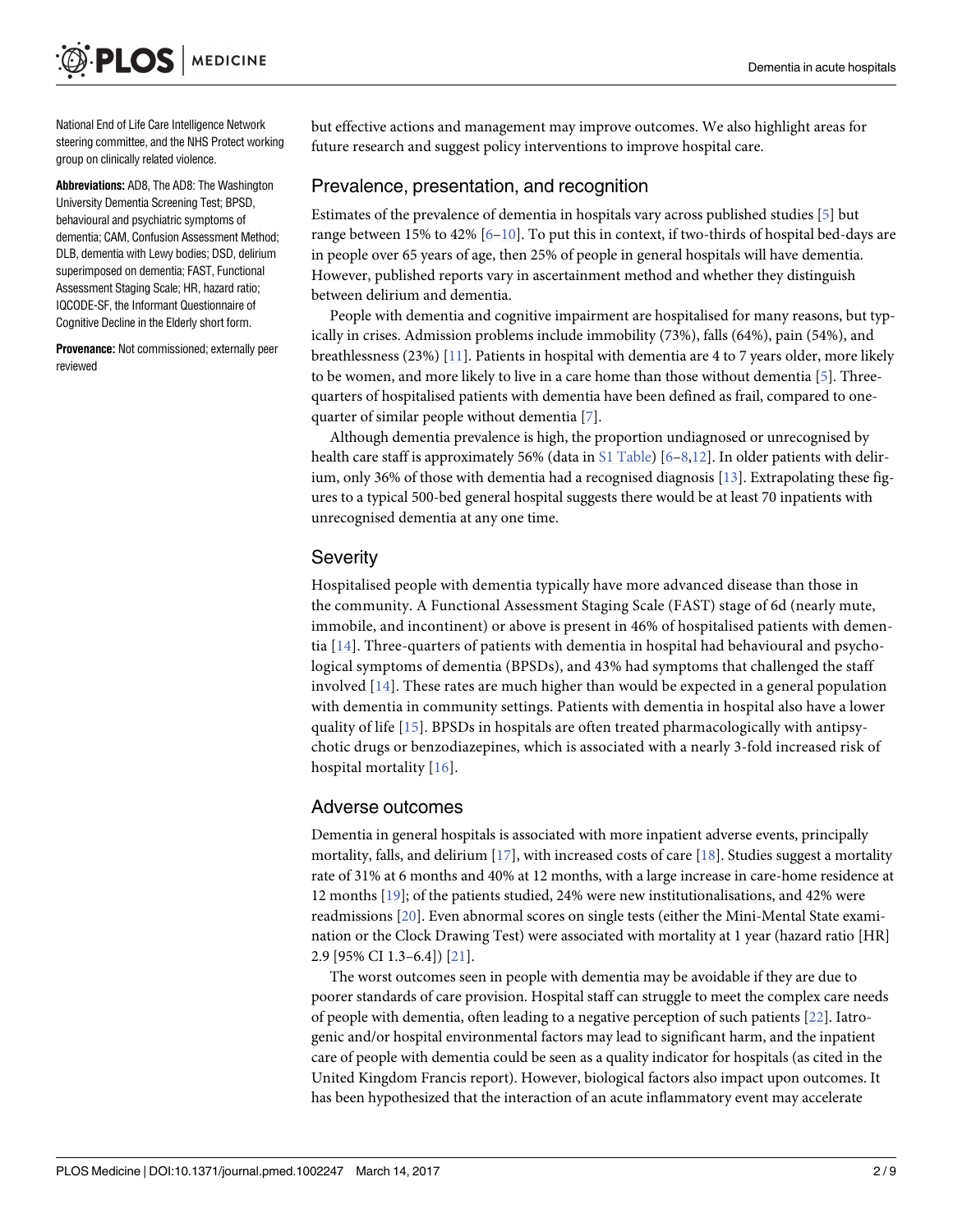National End of Life Care Intelligence Network steering committee, and the NHS Protect working group on clinically related violence.

**Abbreviations:** AD8, The AD8: The Washington University Dementia Screening Test; BPSD, behavioural and psychiatric symptoms of dementia; CAM, Confusion Assessment Method; DLB, dementia with Lewy bodies; DSD, delirium superimposed on dementia; FAST, Functional Assessment Staging Scale; HR, hazard ratio; IQCODE-SF, the Informant Questionnaire of Cognitive Decline in the Elderly short form.

**Provenance:** Not commissioned; externally peer reviewed

but effective actions and management may improve outcomes. We also highlight areas for future research and suggest policy interventions to improve hospital care.

## Prevalence, presentation, and recognition

Estimates of the prevalence of dementia in hospitals vary across published studies [5] but range between 15% to 42% [6–10]. To put this in context, if two-thirds of hospital bed-days are in people over 65 years of age, then 25% of people in general hospitals will have dementia. However, published reports vary in ascertainment method and whether they distinguish between delirium and dementia.

People with dementia and cognitive impairment are hospitalised for many reasons, but typically in crises. Admission problems include immobility (73%), falls (64%), pain (54%), and breathlessness (23%) [11]. Patients in hospital with dementia are 4 to 7 years older, more likely to be women, and more likely to live in a care home than those without dementia [5]. Three-quarters of hospitalised patients with dementia have been defined as frail, compared to one-quarter of similar people without dementia [7].

Although dementia prevalence is high, the proportion undiagnosed or unrecognised by health care staff is approximately 56% (data in S1 Table) [6–8,12]. In older patients with delirium, only 36% of those with dementia had a recognised diagnosis [13]. Extrapolating these figures to a typical 500-bed general hospital suggests there would be at least 70 inpatients with unrecognised dementia at any one time.

## Severity

Hospitalised people with dementia typically have more advanced disease than those in the community. A Functional Assessment Staging Scale (FAST) stage of 6d (nearly mute, immobile, and incontinent) or above is present in 46% of hospitalised patients with dementia [14]. Three-quarters of patients with dementia in hospital had behavioural and psychological symptoms of dementia (BPSDs), and 43% had symptoms that challenged the staff involved [14]. These rates are much higher than would be expected in a general population with dementia in community settings. Patients with dementia in hospital also have a lower quality of life [15]. BPSDs in hospitals are often treated pharmacologically with antipsychotic drugs or benzodiazepines, which is associated with a nearly 3-fold increased risk of hospital mortality [16].

## Adverse outcomes

Dementia in general hospitals is associated with more inpatient adverse events, principally mortality, falls, and delirium [17], with increased costs of care [18]. Studies suggest a mortality rate of 31% at 6 months and 40% at 12 months, with a large increase in care-home residence at 12 months [19]; of the patients studied, 24% were new institutionalisations, and 42% were readmissions [20]. Even abnormal scores on single tests (either the Mini-Mental State examination or the Clock Drawing Test) were associated with mortality at 1 year (hazard ratio [HR] 2.9 [95% CI 1.3–6.4]) [21].

The worst outcomes seen in people with dementia may be avoidable if they are due to poorer standards of care provision. Hospital staff can struggle to meet the complex care needs of people with dementia, often leading to a negative perception of such patients [22]. Iatrogenic and/or hospital environmental factors may lead to significant harm, and the inpatient care of people with dementia could be seen as a quality indicator for hospitals (as cited in the United Kingdom Francis report). However, biological factors also impact upon outcomes. It has been hypothesized that the interaction of an acute inflammatory event may accelerate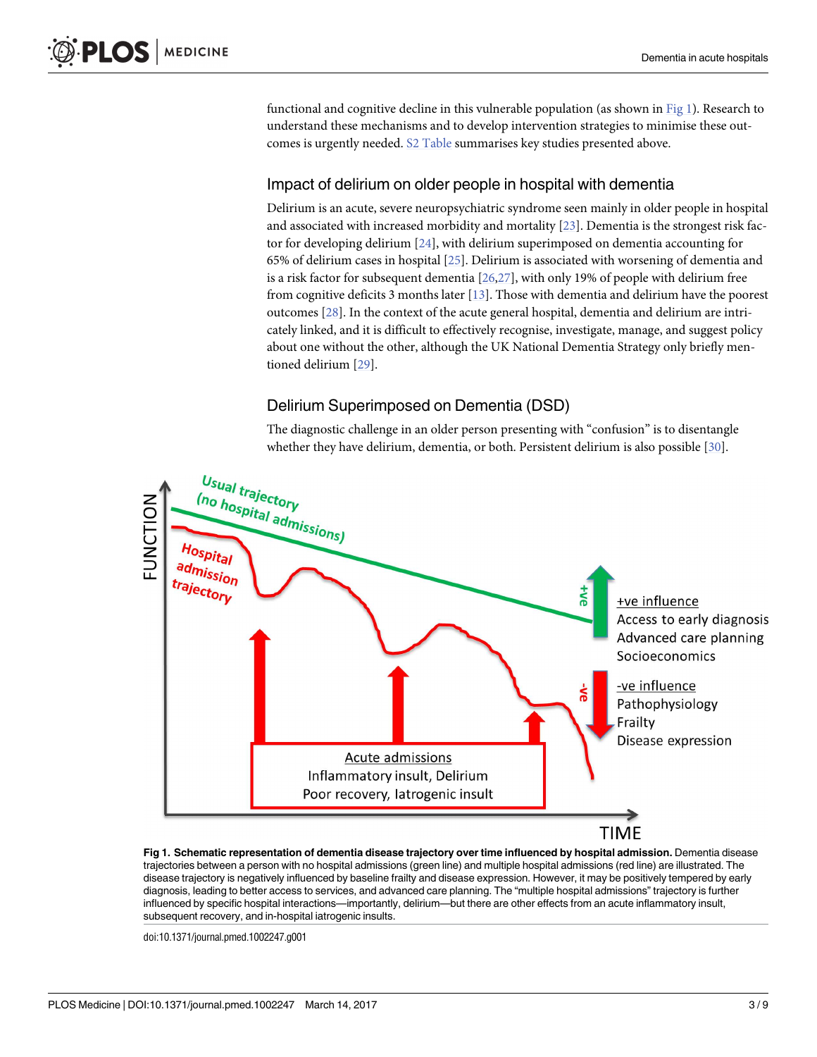functional and cognitive decline in this vulnerable population (as shown in Fig 1). Research to understand these mechanisms and to develop intervention strategies to minimise these outcomes is urgently needed. S2 Table summarises key studies presented above.

## Impact of delirium on older people in hospital with dementia

Delirium is an acute, severe neuropsychiatric syndrome seen mainly in older people in hospital and associated with increased morbidity and mortality [23]. Dementia is the strongest risk factor for developing delirium [24], with delirium superimposed on dementia accounting for 65% of delirium cases in hospital [25]. Delirium is associated with worsening of dementia and is a risk factor for subsequent dementia [26,27], with only 19% of people with delirium free from cognitive deficits 3 months later [13]. Those with dementia and delirium have the poorest outcomes [28]. In the context of the acute general hospital, dementia and delirium are intricately linked, and it is difficult to effectively recognise, investigate, manage, and suggest policy about one without the other, although the UK National Dementia Strategy only briefly mentioned delirium [29].

## Delirium Superimposed on Dementia (DSD)

The diagnostic challenge in an older person presenting with "confusion" is to disentangle whether they have delirium, dementia, or both. Persistent delirium is also possible [30].

**Fig 1. Schematic representation of dementia disease trajectory over time influenced by hospital admission.** Dementia disease trajectories between a person with no hospital admissions (green line) and multiple hospital admissions (red line) are illustrated. The disease trajectory is negatively influenced by baseline frailty and disease expression. However, it may be positively tempered by early diagnosis, leading to better access to services, and advanced care planning. The "multiple hospital admissions" trajectory is further influenced by specific hospital interactions—importantly, delirium—but there are other effects from an acute inflammatory insult, subsequent recovery, and in-hospital iatrogenic insults.

doi:10.1371/journal.pmed.1002247.g001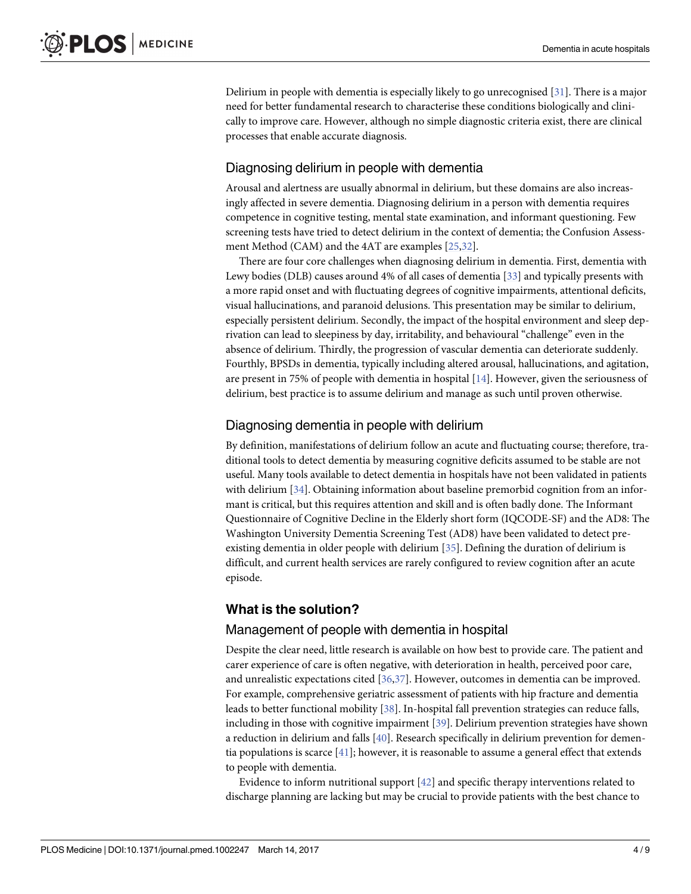Delirium in people with dementia is especially likely to go unrecognised [31]. There is a major need for better fundamental research to characterise these conditions biologically and clinically to improve care. However, although no simple diagnostic criteria exist, there are clinical processes that enable accurate diagnosis.

### Diagnosing delirium in people with dementia

Arousal and alertness are usually abnormal in delirium, but these domains are also increasingly affected in severe dementia. Diagnosing delirium in a person with dementia requires competence in cognitive testing, mental state examination, and informant questioning. Few screening tests have tried to detect delirium in the context of dementia; the Confusion Assessment Method (CAM) and the 4AT are examples [25,32].

There are four core challenges when diagnosing delirium in dementia. First, dementia with Lewy bodies (DLB) causes around 4% of all cases of dementia [33] and typically presents with a more rapid onset and with fluctuating degrees of cognitive impairments, attentional deficits, visual hallucinations, and paranoid delusions. This presentation may be similar to delirium, especially persistent delirium. Secondly, the impact of the hospital environment and sleep deprivation can lead to sleepiness by day, irritability, and behavioural "challenge" even in the absence of delirium. Thirdly, the progression of vascular dementia can deteriorate suddenly. Fourthly, BPSDs in dementia, typically including altered arousal, hallucinations, and agitation, are present in 75% of people with dementia in hospital [14]. However, given the seriousness of delirium, best practice is to assume delirium and manage as such until proven otherwise.

### Diagnosing dementia in people with delirium

By definition, manifestations of delirium follow an acute and fluctuating course; therefore, traditional tools to detect dementia by measuring cognitive deficits assumed to be stable are not useful. Many tools available to detect dementia in hospitals have not been validated in patients with delirium [34]. Obtaining information about baseline premorbid cognition from an informant is critical, but this requires attention and skill and is often badly done. The Informant Questionnaire of Cognitive Decline in the Elderly short form (IQCODE-SF) and the AD8: The Washington University Dementia Screening Test (AD8) have been validated to detect pre-existing dementia in older people with delirium [35]. Defining the duration of delirium is difficult, and current health services are rarely configured to review cognition after an acute episode.

## What is the solution?

### Management of people with dementia in hospital

Despite the clear need, little research is available on how best to provide care. The patient and carer experience of care is often negative, with deterioration in health, perceived poor care, and unrealistic expectations cited [36,37]. However, outcomes in dementia can be improved. For example, comprehensive geriatric assessment of patients with hip fracture and dementia leads to better functional mobility [38]. In-hospital fall prevention strategies can reduce falls, including in those with cognitive impairment [39]. Delirium prevention strategies have shown a reduction in delirium and falls [40]. Research specifically in delirium prevention for dementia populations is scarce [41]; however, it is reasonable to assume a general effect that extends to people with dementia.

Evidence to inform nutritional support [42] and specific therapy interventions related to discharge planning are lacking but may be crucial to provide patients with the best chance to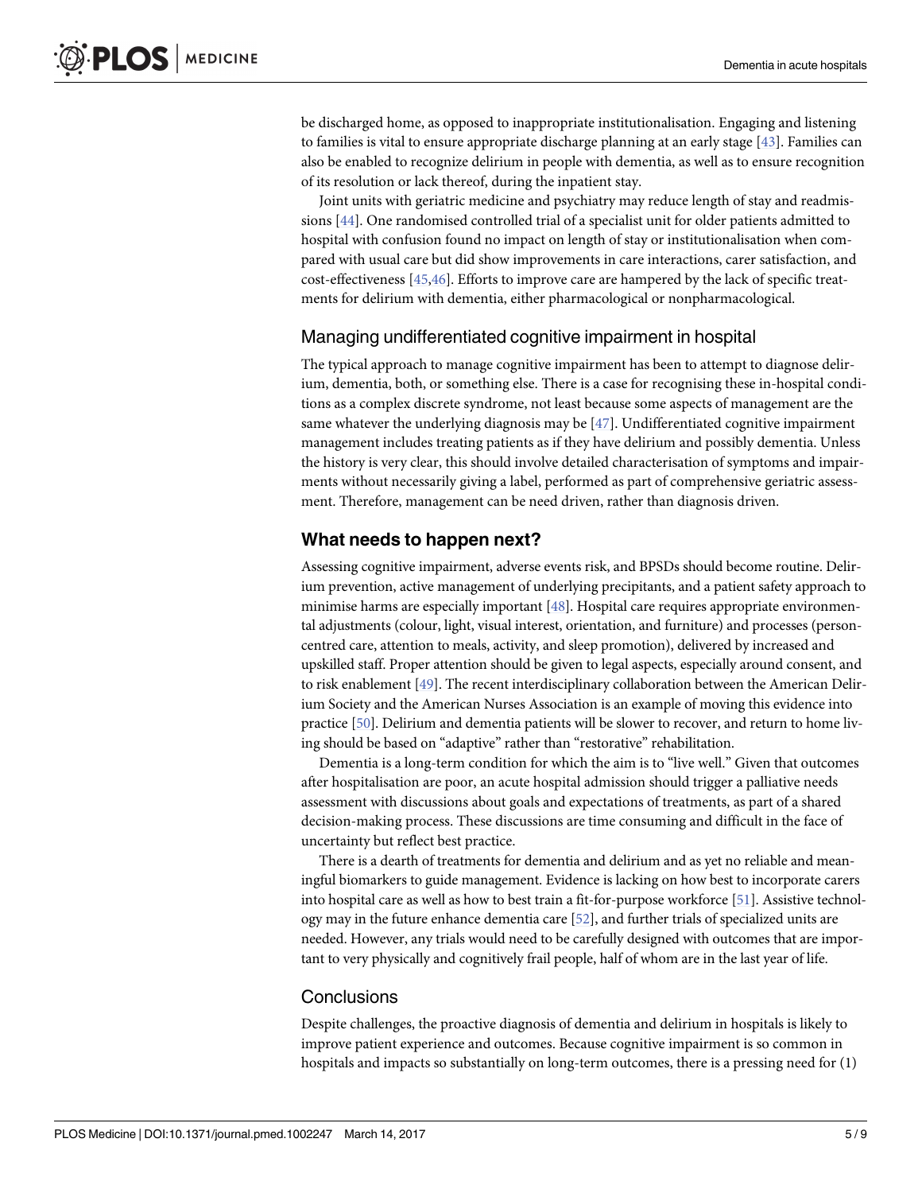be discharged home, as opposed to inappropriate institutionalisation. Engaging and listening to families is vital to ensure appropriate discharge planning at an early stage [43]. Families can also be enabled to recognize delirium in people with dementia, as well as to ensure recognition of its resolution or lack thereof, during the inpatient stay.

Joint units with geriatric medicine and psychiatry may reduce length of stay and readmissions [44]. One randomised controlled trial of a specialist unit for older patients admitted to hospital with confusion found no impact on length of stay or institutionalisation when compared with usual care but did show improvements in care interactions, carer satisfaction, and cost-effectiveness [45,46]. Efforts to improve care are hampered by the lack of specific treatments for delirium with dementia, either pharmacological or nonpharmacological.

### Managing undifferentiated cognitive impairment in hospital

The typical approach to manage cognitive impairment has been to attempt to diagnose delirium, dementia, both, or something else. There is a case for recognising these in-hospital conditions as a complex discrete syndrome, not least because some aspects of management are the same whatever the underlying diagnosis may be [47]. Undifferentiated cognitive impairment management includes treating patients as if they have delirium and possibly dementia. Unless the history is very clear, this should involve detailed characterisation of symptoms and impairments without necessarily giving a label, performed as part of comprehensive geriatric assessment. Therefore, management can be need driven, rather than diagnosis driven.

## What needs to happen next?

Assessing cognitive impairment, adverse events risk, and BPSDs should become routine. Delirium prevention, active management of underlying precipitants, and a patient safety approach to minimise harms are especially important [48]. Hospital care requires appropriate environmental adjustments (colour, light, visual interest, orientation, and furniture) and processes (person-centred care, attention to meals, activity, and sleep promotion), delivered by increased and upskilled staff. Proper attention should be given to legal aspects, especially around consent, and to risk enablement [49]. The recent interdisciplinary collaboration between the American Delirium Society and the American Nurses Association is an example of moving this evidence into practice [50]. Delirium and dementia patients will be slower to recover, and return to home living should be based on "adaptive" rather than "restorative" rehabilitation.

Dementia is a long-term condition for which the aim is to "live well." Given that outcomes after hospitalisation are poor, an acute hospital admission should trigger a palliative needs assessment with discussions about goals and expectations of treatments, as part of a shared decision-making process. These discussions are time consuming and difficult in the face of uncertainty but reflect best practice.

There is a dearth of treatments for dementia and delirium and as yet no reliable and meaningful biomarkers to guide management. Evidence is lacking on how best to incorporate carers into hospital care as well as how to best train a fit-for-purpose workforce [51]. Assistive technology may in the future enhance dementia care [52], and further trials of specialized units are needed. However, any trials would need to be carefully designed with outcomes that are important to very physically and cognitively frail people, half of whom are in the last year of life.

### Conclusions

Despite challenges, the proactive diagnosis of dementia and delirium in hospitals is likely to improve patient experience and outcomes. Because cognitive impairment is so common in hospitals and impacts so substantially on long-term outcomes, there is a pressing need for (1)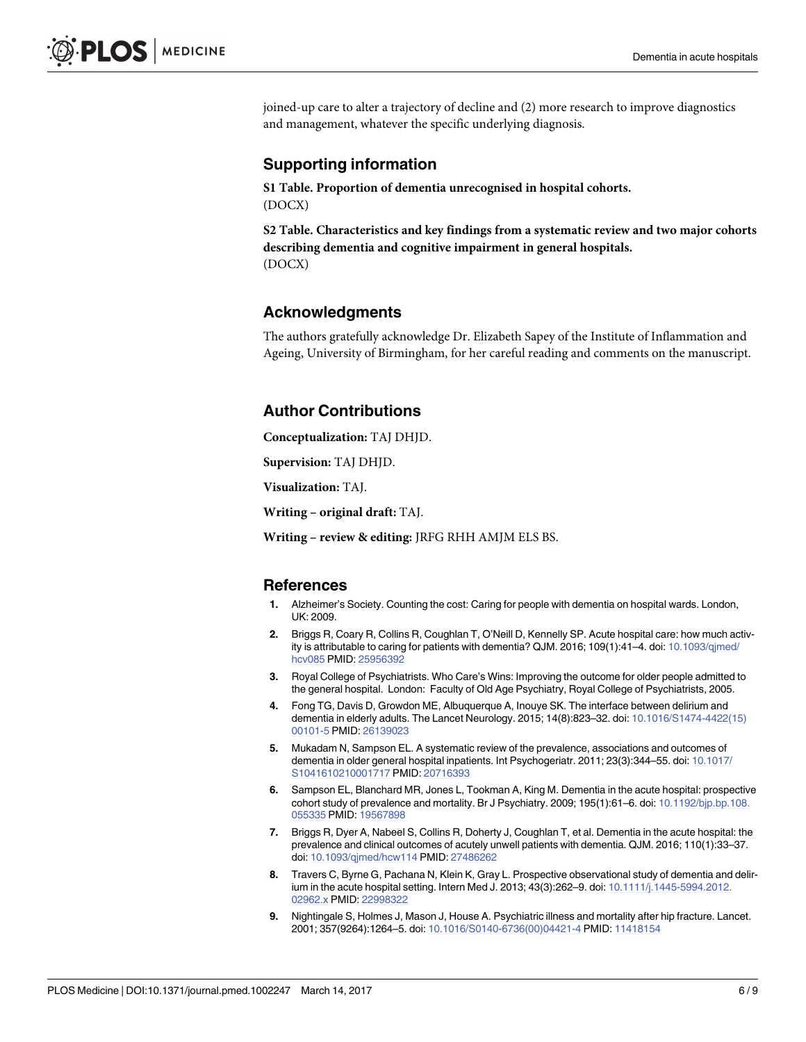joined-up care to alter a trajectory of decline and (2) more research to improve diagnostics and management, whatever the specific underlying diagnosis.

## Supporting information

**S1 Table. Proportion of dementia unrecognised in hospital cohorts.**
(DOCX)

**S2 Table. Characteristics and key findings from a systematic review and two major cohorts describing dementia and cognitive impairment in general hospitals.**
(DOCX)

## Acknowledgments

The authors gratefully acknowledge Dr. Elizabeth Sapey of the Institute of Inflammation and Ageing, University of Birmingham, for her careful reading and comments on the manuscript.

## Author Contributions

**Conceptualization:** TAJ DHJD.

**Supervision:** TAJ DHJD.

**Visualization:** TAJ.

**Writing – original draft:** TAJ.

**Writing – review & editing:** JRFG RHH AMJM ELS BS.

## References

1. Alzheimer's Society. Counting the cost: Caring for people with dementia on hospital wards. London, UK: 2009.
2. Briggs R, Coary R, Collins R, Coughlan T, O'Neill D, Kennelly SP. Acute hospital care: how much activity is attributable to caring for patients with dementia? QJM. 2016; 109(1):41–4. doi: 10.1093/qjmed/hcv085 PMID: 25956392
3. Royal College of Psychiatrists. Who Care's Wins: Improving the outcome for older people admitted to the general hospital. London: Faculty of Old Age Psychiatry, Royal College of Psychiatrists, 2005.
4. Fong TG, Davis D, Growdon ME, Albuquerque A, Inouye SK. The interface between delirium and dementia in elderly adults. The Lancet Neurology. 2015; 14(8):823–32. doi: 10.1016/S1474-4422(15)00101-5 PMID: 26139023
5. Mukadam N, Sampson EL. A systematic review of the prevalence, associations and outcomes of dementia in older general hospital inpatients. Int Psychogeriatr. 2011; 23(3):344–55. doi: 10.1017/S1041610210001717 PMID: 20716393
6. Sampson EL, Blanchard MR, Jones L, Tookman A, King M. Dementia in the acute hospital: prospective cohort study of prevalence and mortality. Br J Psychiatry. 2009; 195(1):61–6. doi: 10.1192/bjp.bp.108.055335 PMID: 19567898
7. Briggs R, Dyer A, Nabeel S, Collins R, Doherty J, Coughlan T, et al. Dementia in the acute hospital: the prevalence and clinical outcomes of acutely unwell patients with dementia. QJM. 2016; 110(1):33–37. doi: 10.1093/qjmed/hcw114 PMID: 27486262
8. Travers C, Byrne G, Pachana N, Klein K, Gray L. Prospective observational study of dementia and delirium in the acute hospital setting. Intern Med J. 2013; 43(3):262–9. doi: 10.1111/j.1445-5994.2012.02962.x PMID: 22998322
9. Nightingale S, Holmes J, Mason J, House A. Psychiatric illness and mortality after hip fracture. Lancet. 2001; 357(9264):1264–5. doi: 10.1016/S0140-6736(00)04421-4 PMID: 11418154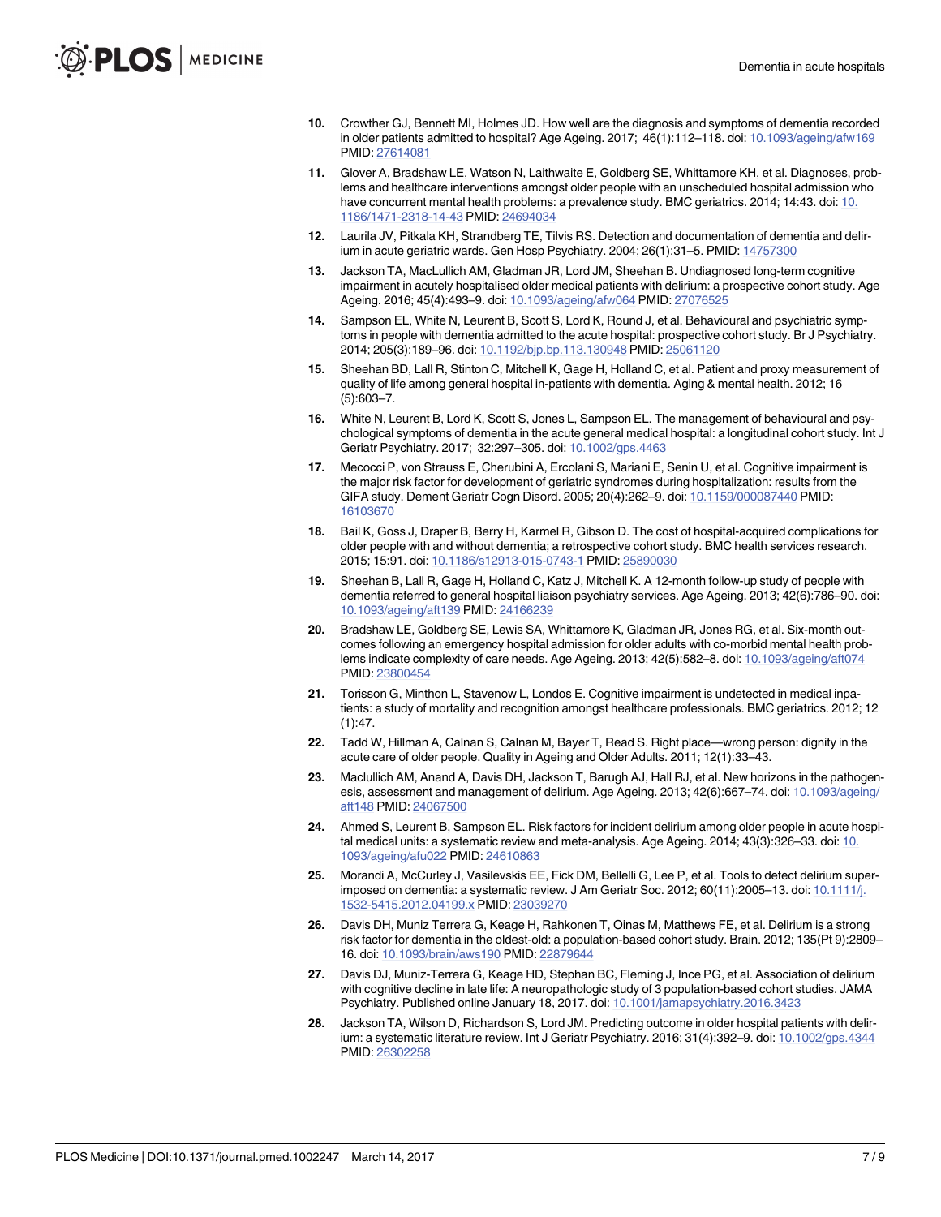10. Crowther GJ, Bennett MI, Holmes JD. How well are the diagnosis and symptoms of dementia recorded in older patients admitted to hospital? Age Ageing. 2017; 46(1):112–118. doi: 10.1093/ageing/afw169 PMID: 27614081

11. Glover A, Bradshaw LE, Watson N, Laithwaite E, Goldberg SE, Whittamore KH, et al. Diagnoses, problems and healthcare interventions amongst older people with an unscheduled hospital admission who have concurrent mental health problems: a prevalence study. BMC geriatrics. 2014; 14:43. doi: 10.1186/1471-2318-14-43 PMID: 24694034

12. Laurila JV, Pitkala KH, Strandberg TE, Tilvis RS. Detection and documentation of dementia and delirium in acute geriatric wards. Gen Hosp Psychiatry. 2004; 26(1):31–5. PMID: 14757300

13. Jackson TA, MacLullich AM, Gladman JR, Lord JM, Sheehan B. Undiagnosed long-term cognitive impairment in acutely hospitalised older medical patients with delirium: a prospective cohort study. Age Ageing. 2016; 45(4):493–9. doi: 10.1093/ageing/afw064 PMID: 27076525

14. Sampson EL, White N, Leurent B, Scott S, Lord K, Round J, et al. Behavioural and psychiatric symptoms in people with dementia admitted to the acute hospital: prospective cohort study. Br J Psychiatry. 2014; 205(3):189–96. doi: 10.1192/bjp.bp.113.130948 PMID: 25061120

15. Sheehan BD, Lall R, Stinton C, Mitchell K, Gage H, Holland C, et al. Patient and proxy measurement of quality of life among general hospital in-patients with dementia. Aging & mental health. 2012; 16 (5):603–7.

16. White N, Leurent B, Lord K, Scott S, Jones L, Sampson EL. The management of behavioural and psychological symptoms of dementia in the acute general medical hospital: a longitudinal cohort study. Int J Geriatr Psychiatry. 2017; 32:297–305. doi: 10.1002/gps.4463

17. Mecocci P, von Strauss E, Cherubini A, Ercolani S, Mariani E, Senin U, et al. Cognitive impairment is the major risk factor for development of geriatric syndromes during hospitalization: results from the GIFA study. Dement Geriatr Cogn Disord. 2005; 20(4):262–9. doi: 10.1159/000087440 PMID: 16103670

18. Bail K, Goss J, Draper B, Berry H, Karmel R, Gibson D. The cost of hospital-acquired complications for older people with and without dementia; a retrospective cohort study. BMC health services research. 2015; 15:91. doi: 10.1186/s12913-015-0743-1 PMID: 25890030

19. Sheehan B, Lall R, Gage H, Holland C, Katz J, Mitchell K. A 12-month follow-up study of people with dementia referred to general hospital liaison psychiatry services. Age Ageing. 2013; 42(6):786–90. doi: 10.1093/ageing/aft139 PMID: 24166239

20. Bradshaw LE, Goldberg SE, Lewis SA, Whittamore K, Gladman JR, Jones RG, et al. Six-month outcomes following an emergency hospital admission for older adults with co-morbid mental health problems indicate complexity of care needs. Age Ageing. 2013; 42(5):582–8. doi: 10.1093/ageing/aft074 PMID: 23800454

21. Torisson G, Minthon L, Stavenow L, Londos E. Cognitive impairment is undetected in medical inpatients: a study of mortality and recognition amongst healthcare professionals. BMC geriatrics. 2012; 12 (1):47.

22. Tadd W, Hillman A, Calnan S, Calnan M, Bayer T, Read S. Right place—wrong person: dignity in the acute care of older people. Quality in Ageing and Older Adults. 2011; 12(1):33–43.

23. Maclullich AM, Anand A, Davis DH, Jackson T, Barugh AJ, Hall RJ, et al. New horizons in the pathogenesis, assessment and management of delirium. Age Ageing. 2013; 42(6):667–74. doi: 10.1093/ageing/aft148 PMID: 24067500

24. Ahmed S, Leurent B, Sampson EL. Risk factors for incident delirium among older people in acute hospital medical units: a systematic review and meta-analysis. Age Ageing. 2014; 43(3):326–33. doi: 10.1093/ageing/afu022 PMID: 24610863

25. Morandi A, McCurley J, Vasilevskis EE, Fick DM, Bellelli G, Lee P, et al. Tools to detect delirium superimposed on dementia: a systematic review. J Am Geriatr Soc. 2012; 60(11):2005–13. doi: 10.1111/j.1532-5415.2012.04199.x PMID: 23039270

26. Davis DH, Muniz Terrera G, Keage H, Rahkonen T, Oinas M, Matthews FE, et al. Delirium is a strong risk factor for dementia in the oldest-old: a population-based cohort study. Brain. 2012; 135(Pt 9):2809–16. doi: 10.1093/brain/aws190 PMID: 22879644

27. Davis DJ, Muniz-Terrera G, Keage HD, Stephan BC, Fleming J, Ince PG, et al. Association of delirium with cognitive decline in late life: A neuropathologic study of 3 population-based cohort studies. JAMA Psychiatry. Published online January 18, 2017. doi: 10.1001/jamapsychiatry.2016.3423

28. Jackson TA, Wilson D, Richardson S, Lord JM. Predicting outcome in older hospital patients with delirium: a systematic literature review. Int J Geriatr Psychiatry. 2016; 31(4):392–9. doi: 10.1002/gps.4344 PMID: 26302258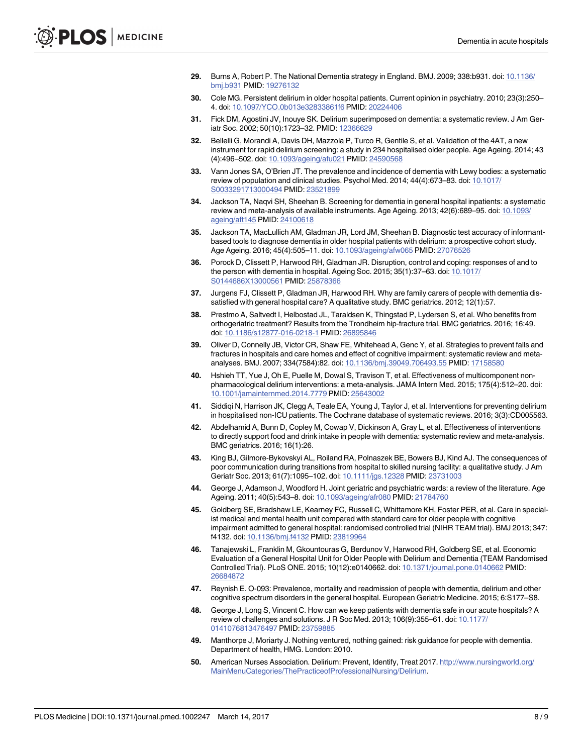29. Burns A, Robert P. The National Dementia strategy in England. BMJ. 2009; 338:b931. doi: 10.1136/bmj.b931 PMID: 19276132

30. Cole MG. Persistent delirium in older hospital patients. Current opinion in psychiatry. 2010; 23(3):250–4. doi: 10.1097/YCO.0b013e32833861f6 PMID: 20224406

31. Fick DM, Agostini JV, Inouye SK. Delirium superimposed on dementia: a systematic review. J Am Geriatr Soc. 2002; 50(10):1723–32. PMID: 12366629

32. Bellelli G, Morandi A, Davis DH, Mazzola P, Turco R, Gentile S, et al. Validation of the 4AT, a new instrument for rapid delirium screening: a study in 234 hospitalised older people. Age Ageing. 2014; 43(4):496–502. doi: 10.1093/ageing/afu021 PMID: 24590568

33. Vann Jones SA, O'Brien JT. The prevalence and incidence of dementia with Lewy bodies: a systematic review of population and clinical studies. Psychol Med. 2014; 44(4):673–83. doi: 10.1017/S0033291713000494 PMID: 23521899

34. Jackson TA, Naqvi SH, Sheehan B. Screening for dementia in general hospital inpatients: a systematic review and meta-analysis of available instruments. Age Ageing. 2013; 42(6):689–95. doi: 10.1093/ageing/aft145 PMID: 24100618

35. Jackson TA, MacLullich AM, Gladman JR, Lord JM, Sheehan B. Diagnostic test accuracy of informant-based tools to diagnose dementia in older hospital patients with delirium: a prospective cohort study. Age Ageing. 2016; 45(4):505–11. doi: 10.1093/ageing/afw065 PMID: 27076526

36. Porock D, Clissett P, Harwood RH, Gladman JR. Disruption, control and coping: responses of and to the person with dementia in hospital. Ageing Soc. 2015; 35(1):37–63. doi: 10.1017/S0144686X13000561 PMID: 25878366

37. Jurgens FJ, Clissett P, Gladman JR, Harwood RH. Why are family carers of people with dementia dissatisfied with general hospital care? A qualitative study. BMC geriatrics. 2012; 12(1):57.

38. Prestmo A, Saltvedt I, Helbostad JL, Taraldsen K, Thingstad P, Lydersen S, et al. Who benefits from orthogeriatric treatment? Results from the Trondheim hip-fracture trial. BMC geriatrics. 2016; 16:49. doi: 10.1186/s12877-016-0218-1 PMID: 26895846

39. Oliver D, Connelly JB, Victor CR, Shaw FE, Whitehead A, Genc Y, et al. Strategies to prevent falls and fractures in hospitals and care homes and effect of cognitive impairment: systematic review and meta-analyses. BMJ. 2007; 334(7584):82. doi: 10.1136/bmj.39049.706493.55 PMID: 17158580

40. Hshieh TT, Yue J, Oh E, Puelle M, Dowal S, Travison T, et al. Effectiveness of multicomponent non-pharmacological delirium interventions: a meta-analysis. JAMA Intern Med. 2015; 175(4):512–20. doi: 10.1001/jamainternmed.2014.7779 PMID: 25643002

41. Siddiqi N, Harrison JK, Clegg A, Teale EA, Young J, Taylor J, et al. Interventions for preventing delirium in hospitalised non-ICU patients. The Cochrane database of systematic reviews. 2016; 3(3):CD005563.

42. Abdelhamid A, Bunn D, Copley M, Cowap V, Dickinson A, Gray L, et al. Effectiveness of interventions to directly support food and drink intake in people with dementia: systematic review and meta-analysis. BMC geriatrics. 2016; 16(1):26.

43. King BJ, Gilmore-Bykovskyi AL, Roiland RA, Polnaszek BE, Bowers BJ, Kind AJ. The consequences of poor communication during transitions from hospital to skilled nursing facility: a qualitative study. J Am Geriatr Soc. 2013; 61(7):1095–102. doi: 10.1111/jgs.12328 PMID: 23731003

44. George J, Adamson J, Woodford H. Joint geriatric and psychiatric wards: a review of the literature. Age Ageing. 2011; 40(5):543–8. doi: 10.1093/ageing/afr080 PMID: 21784760

45. Goldberg SE, Bradshaw LE, Kearney FC, Russell C, Whittamore KH, Foster PER, et al. Care in specialist medical and mental health unit compared with standard care for older people with cognitive impairment admitted to general hospital: randomised controlled trial (NIHR TEAM trial). BMJ 2013; 347:f4132. doi: 10.1136/bmj.f4132 PMID: 23819964

46. Tanajewski L, Franklin M, Gkountouras G, Berdunov V, Harwood RH, Goldberg SE, et al. Economic Evaluation of a General Hospital Unit for Older People with Delirium and Dementia (TEAM Randomised Controlled Trial). PLoS ONE. 2015; 10(12):e0140662. doi: 10.1371/journal.pone.0140662 PMID: 26684872

47. Reynish E. O-093: Prevalence, mortality and readmission of people with dementia, delirium and other cognitive spectrum disorders in the general hospital. European Geriatric Medicine. 2015; 6:S177–S8.

48. George J, Long S, Vincent C. How can we keep patients with dementia safe in our acute hospitals? A review of challenges and solutions. J R Soc Med. 2013; 106(9):355–61. doi: 10.1177/0141076813476497 PMID: 23759885

49. Manthorpe J, Moriarty J. Nothing ventured, nothing gained: risk guidance for people with dementia. Department of health, HMG. London: 2010.

50. American Nurses Association. Delirium: Prevent, Identify, Treat 2017. http://www.nursingworld.org/MainMenuCategories/ThePracticeofProfessionalNursing/Delirium.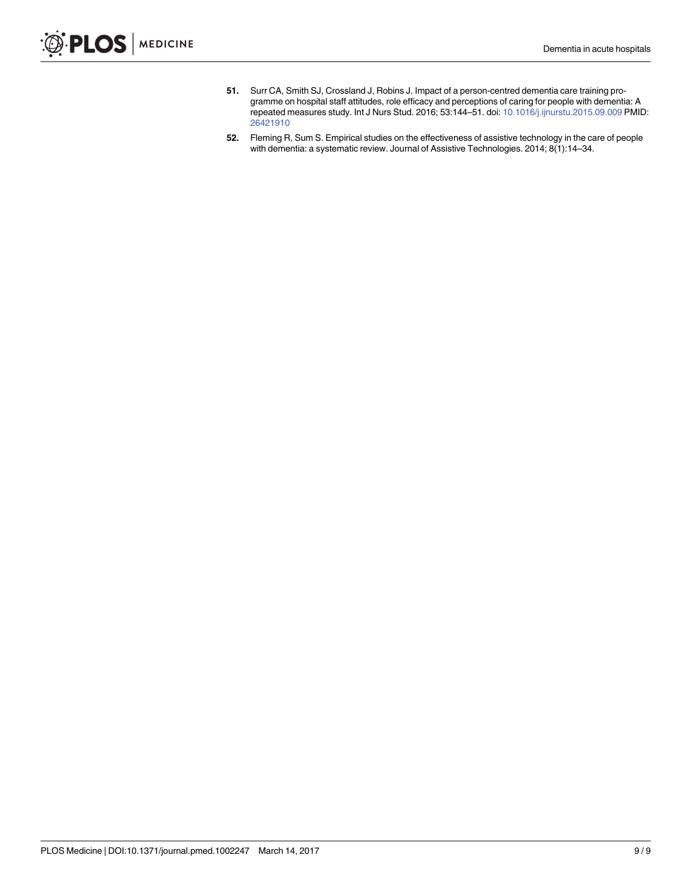51. Surr CA, Smith SJ, Crossland J, Robins J. Impact of a person-centred dementia care training programme on hospital staff attitudes, role efficacy and perceptions of caring for people with dementia: A repeated measures study. Int J Nurs Stud. 2016; 53:144–51. doi: 10.1016/j.ijnurstu.2015.09.009 PMID: 26421910

52. Fleming R, Sum S. Empirical studies on the effectiveness of assistive technology in the care of people with dementia: a systematic review. Journal of Assistive Technologies. 2014; 8(1):14–34.